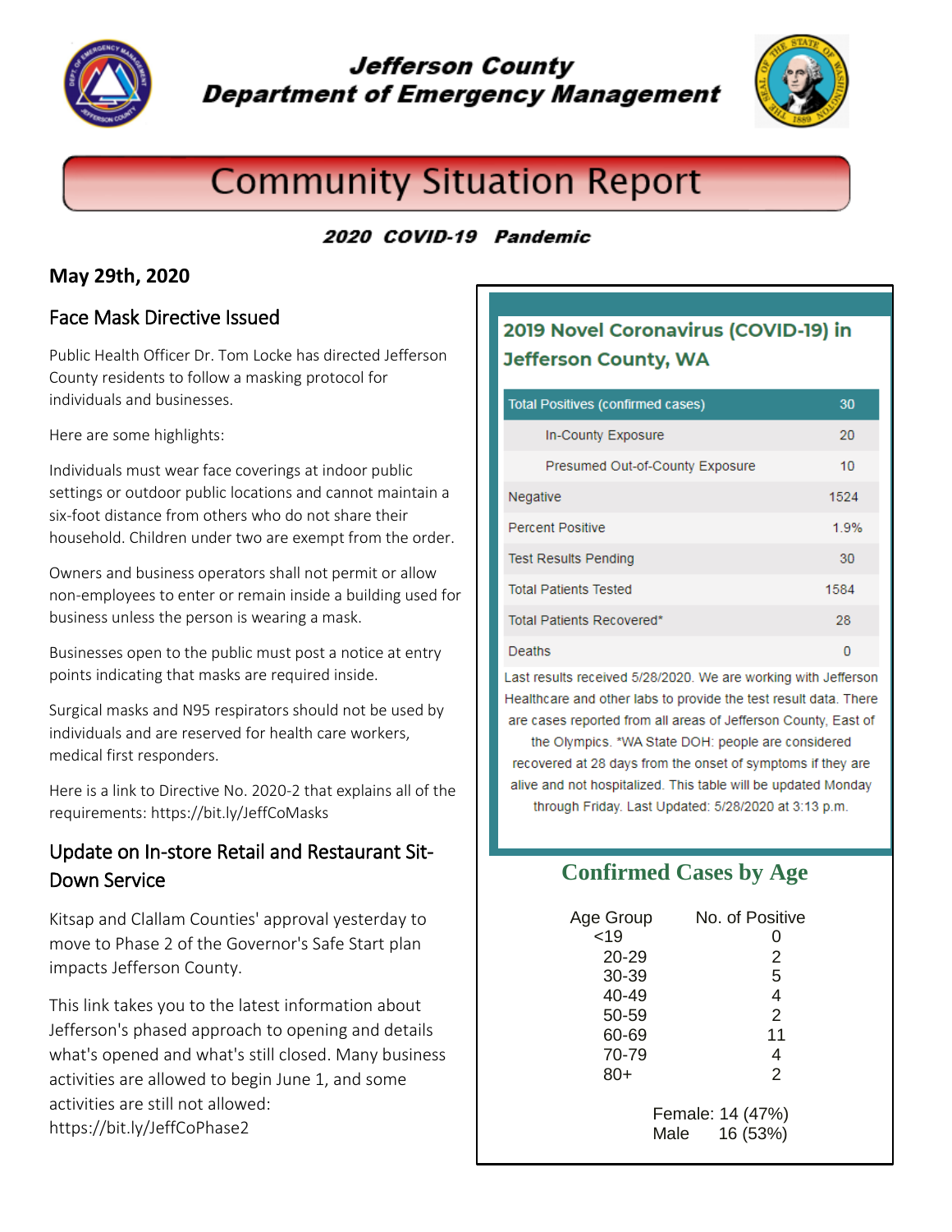# Jefferson County Department of Emergency Management

# Community Situation Report

***2020 COVID-19 Pandemic***

**May 29th, 2020**

## Face Mask Directive Issued

Public Health Officer Dr. Tom Locke has directed Jefferson County residents to follow a masking protocol for individuals and businesses.

Here are some highlights:

Individuals must wear face coverings at indoor public settings or outdoor public locations and cannot maintain a six-foot distance from others who do not share their household. Children under two are exempt from the order.

Owners and business operators shall not permit or allow non-employees to enter or remain inside a building used for business unless the person is wearing a mask.

Businesses open to the public must post a notice at entry points indicating that masks are required inside.

Surgical masks and N95 respirators should not be used by individuals and are reserved for health care workers, medical first responders.

Here is a link to Directive No. 2020-2 that explains all of the requirements: https://bit.ly/JeffCoMasks

## Update on In-store Retail and Restaurant Sit-Down Service

Kitsap and Clallam Counties' approval yesterday to move to Phase 2 of the Governor's Safe Start plan impacts Jefferson County.

This link takes you to the latest information about Jefferson's phased approach to opening and details what's opened and what's still closed. Many business activities are allowed to begin June 1, and some activities are still not allowed: https://bit.ly/JeffCoPhase2

## 2019 Novel Coronavirus (COVID-19) in Jefferson County, WA

| Total Positives (confirmed cases) | 30 |
|---|---|
| In-County Exposure | 20 |
| Presumed Out-of-County Exposure | 10 |
| Negative | 1524 |
| Percent Positive | 1.9% |
| Test Results Pending | 30 |
| Total Patients Tested | 1584 |
| Total Patients Recovered* | 28 |
| Deaths | 0 |

Last results received 5/28/2020. We are working with Jefferson Healthcare and other labs to provide the test result data. There are cases reported from all areas of Jefferson County, East of the Olympics. *WA State DOH: people are considered recovered at 28 days from the onset of symptoms if they are alive and not hospitalized. This table will be updated Monday through Friday. Last Updated: 5/28/2020 at 3:13 p.m.

## Confirmed Cases by Age

| Age Group | No. of Positive |
|---|---|
| <19 | 0 |
| 20-29 | 2 |
| 30-39 | 5 |
| 40-49 | 4 |
| 50-59 | 2 |
| 60-69 | 11 |
| 70-79 | 4 |
| 80+ | 2 |

Female: 14 (47%)
Male 16 (53%)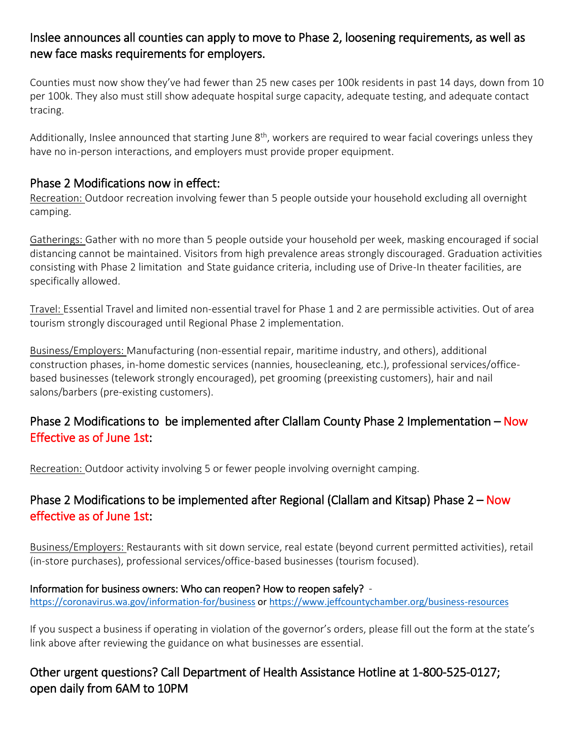## Inslee announces all counties can apply to move to Phase 2, loosening requirements, as well as new face masks requirements for employers.

Counties must now show they've had fewer than 25 new cases per 100k residents in past 14 days, down from 10 per 100k. They also must still show adequate hospital surge capacity, adequate testing, and adequate contact tracing.

Additionally, Inslee announced that starting June 8th, workers are required to wear facial coverings unless they have no in-person interactions, and employers must provide proper equipment.

## Phase 2 Modifications now in effect:

Recreation: Outdoor recreation involving fewer than 5 people outside your household excluding all overnight camping.

Gatherings: Gather with no more than 5 people outside your household per week, masking encouraged if social distancing cannot be maintained. Visitors from high prevalence areas strongly discouraged. Graduation activities consisting with Phase 2 limitation and State guidance criteria, including use of Drive-In theater facilities, are specifically allowed.

Travel: Essential Travel and limited non-essential travel for Phase 1 and 2 are permissible activities. Out of area tourism strongly discouraged until Regional Phase 2 implementation.

Business/Employers: Manufacturing (non-essential repair, maritime industry, and others), additional construction phases, in-home domestic services (nannies, housecleaning, etc.), professional services/office-based businesses (telework strongly encouraged), pet grooming (preexisting customers), hair and nail salons/barbers (pre-existing customers).

## Phase 2 Modifications to be implemented after Clallam County Phase 2 Implementation – Now Effective as of June 1st:

Recreation: Outdoor activity involving 5 or fewer people involving overnight camping.

## Phase 2 Modifications to be implemented after Regional (Clallam and Kitsap) Phase 2 – Now effective as of June 1st:

Business/Employers: Restaurants with sit down service, real estate (beyond current permitted activities), retail (in-store purchases), professional services/office-based businesses (tourism focused).

**Information for business owners: Who can reopen? How to reopen safely?** - https://coronavirus.wa.gov/information-for/business or https://www.jeffcountychamber.org/business-resources

If you suspect a business if operating in violation of the governor's orders, please fill out the form at the state's link above after reviewing the guidance on what businesses are essential.

## Other urgent questions? Call Department of Health Assistance Hotline at 1-800-525-0127; open daily from 6AM to 10PM